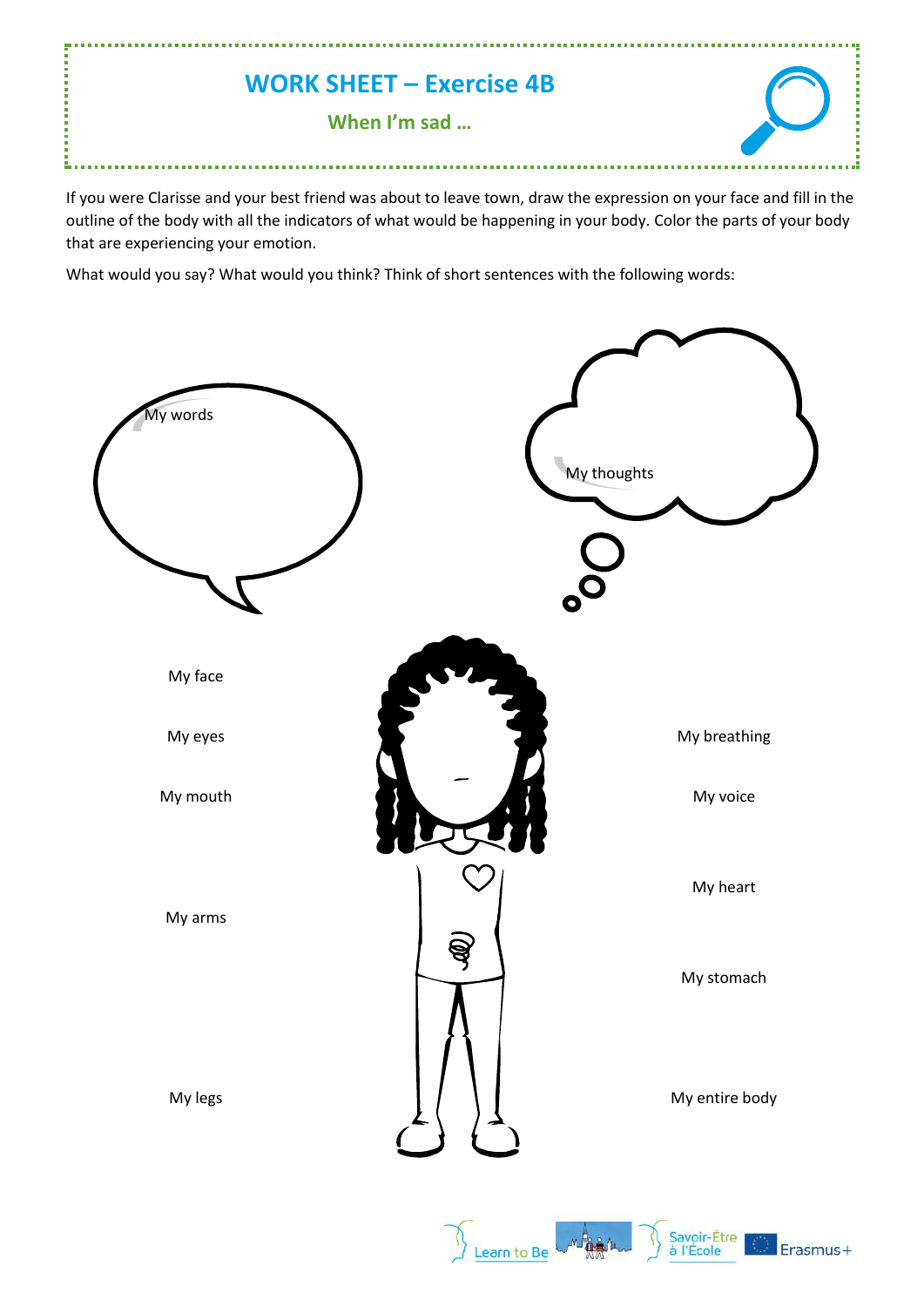# WORK SHEET – Exercise 4B

## When I'm sad …

If you were Clarisse and your best friend was about to leave town, draw the expression on your face and fill in the outline of the body with all the indicators of what would be happening in your body. Color the parts of your body that are experiencing your emotion.

What would you say? What would you think? Think of short sentences with the following words:

My words

My thoughts

My face

My eyes

My mouth

My arms

My legs

My breathing

My voice

My heart

My stomach

My entire body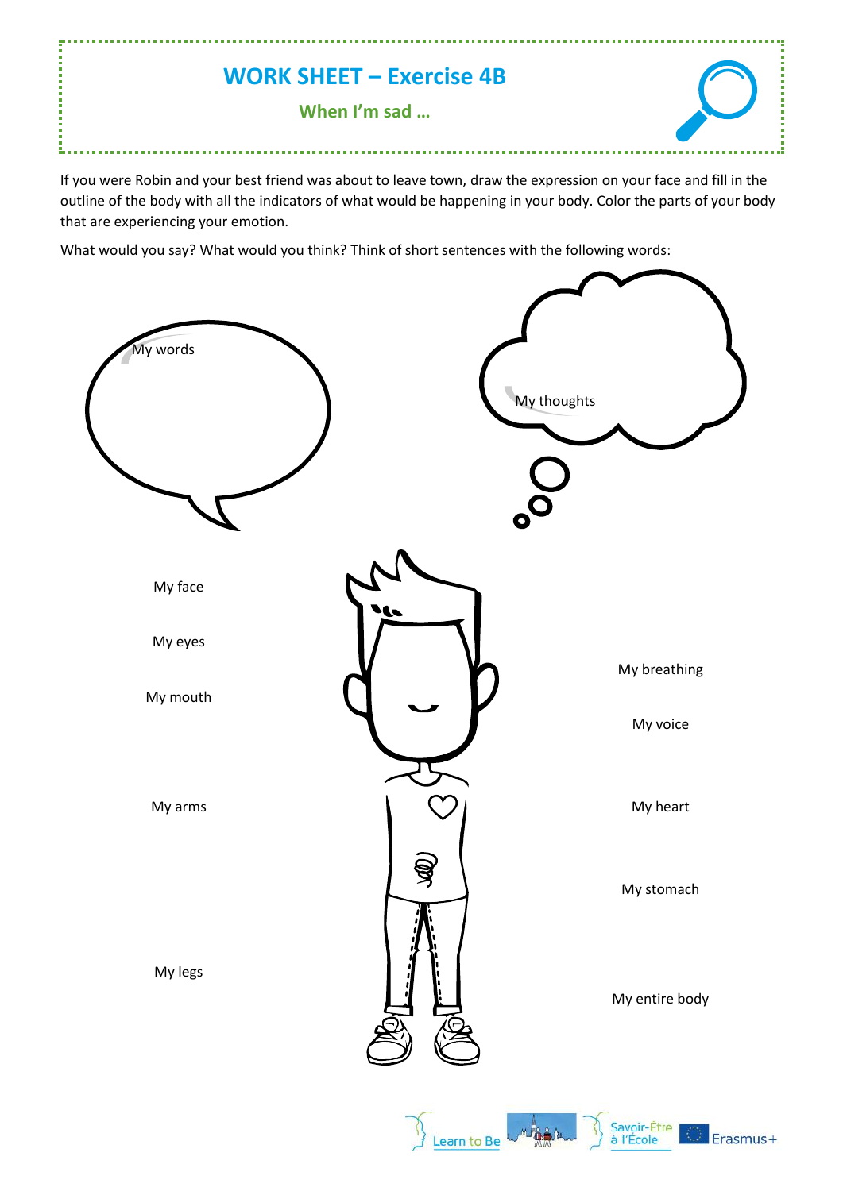# WORK SHEET – Exercise 4B

## When I'm sad …

If you were Robin and your best friend was about to leave town, draw the expression on your face and fill in the outline of the body with all the indicators of what would be happening in your body. Color the parts of your body that are experiencing your emotion.

What would you say? What would you think? Think of short sentences with the following words:

My words

My thoughts

My face

My eyes

My mouth

My arms

My legs

My breathing

My voice

My heart

My stomach

My entire body